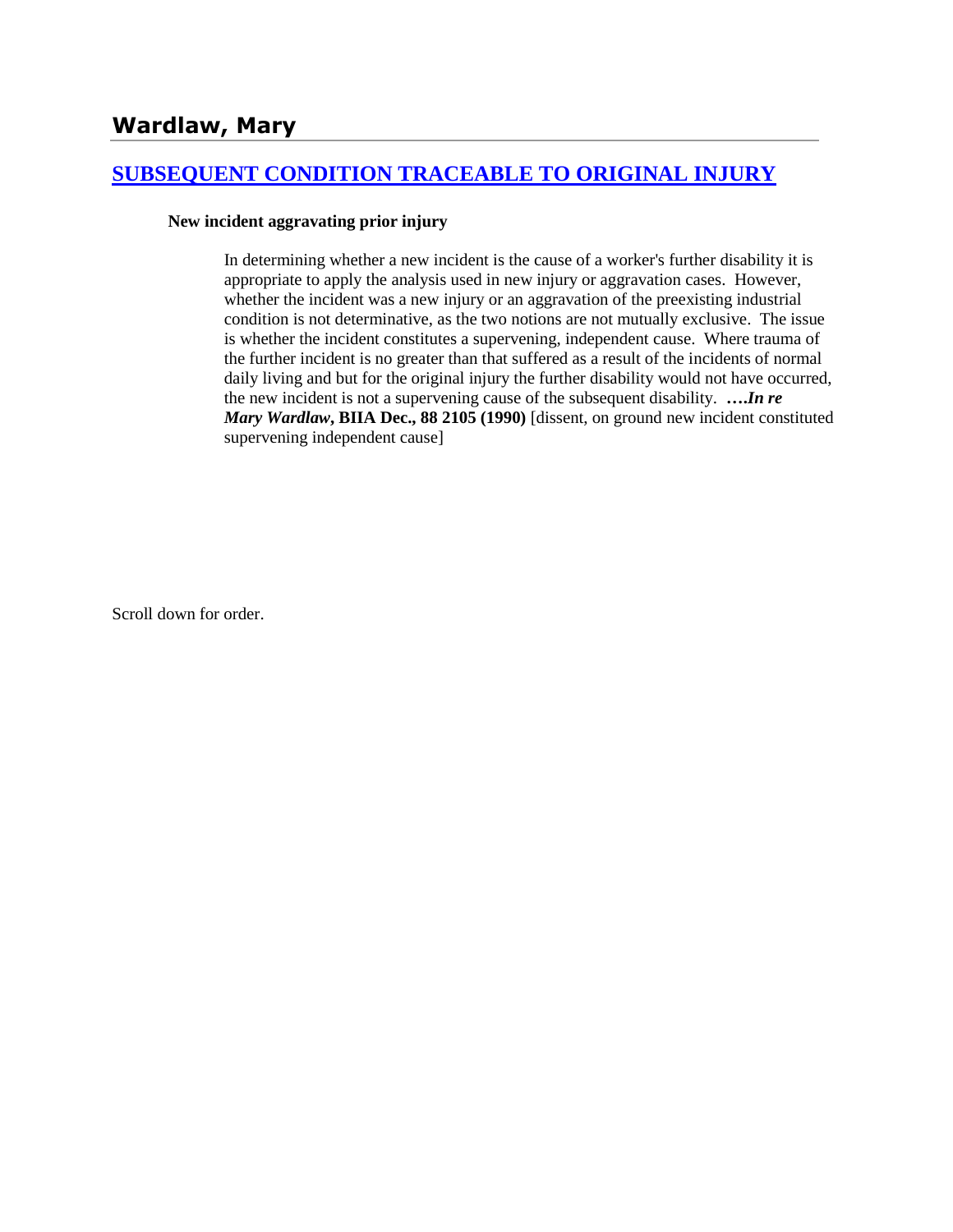# Wardlaw, Mary

## [SUBSEQUENT CONDITION TRACEABLE TO ORIGINAL INJURY]

**New incident aggravating prior injury**

> In determining whether a new incident is the cause of a worker's further disability it is appropriate to apply the analysis used in new injury or aggravation cases. However, whether the incident was a new injury or an aggravation of the preexisting industrial condition is not determinative, as the two notions are not mutually exclusive. The issue is whether the incident constitutes a supervening, independent cause. Where trauma of the further incident is no greater than that suffered as a result of the incidents of normal daily living and but for the original injury the further disability would not have occurred, the new incident is not a supervening cause of the subsequent disability. ***….In re Mary Wardlaw*, BIIA Dec., 88 2105 (1990)** [dissent, on ground new incident constituted supervening independent cause]

Scroll down for order.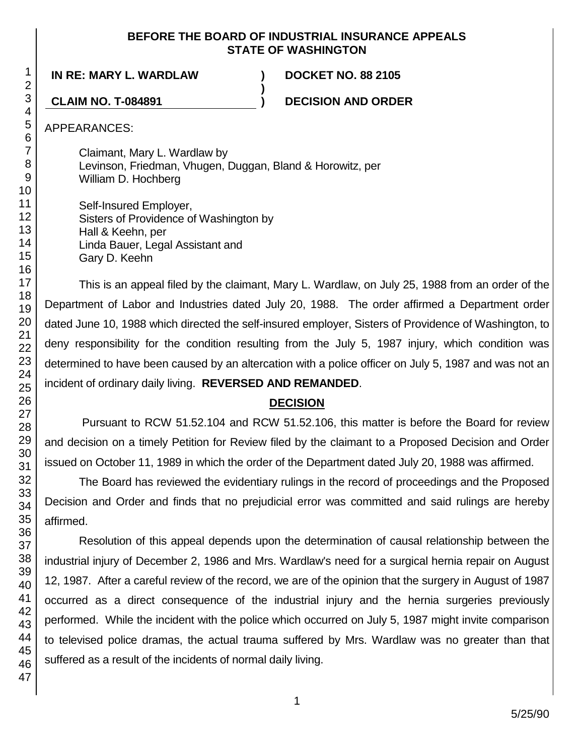**BEFORE THE BOARD OF INDUSTRIAL INSURANCE APPEALS**
**STATE OF WASHINGTON**

**IN RE: MARY L. WARDLAW** ) **DOCKET NO. 88 2105**
)
**CLAIM NO. T-084891** ) **DECISION AND ORDER**

APPEARANCES:

Claimant, Mary L. Wardlaw by
Levinson, Friedman, Vhugen, Duggan, Bland & Horowitz, per
William D. Hochberg

Self-Insured Employer,
Sisters of Providence of Washington by
Hall & Keehn, per
Linda Bauer, Legal Assistant and
Gary D. Keehn

This is an appeal filed by the claimant, Mary L. Wardlaw, on July 25, 1988 from an order of the Department of Labor and Industries dated July 20, 1988. The order affirmed a Department order dated June 10, 1988 which directed the self-insured employer, Sisters of Providence of Washington, to deny responsibility for the condition resulting from the July 5, 1987 injury, which condition was determined to have been caused by an altercation with a police officer on July 5, 1987 and was not an incident of ordinary daily living. **REVERSED AND REMANDED**.

## DECISION

Pursuant to RCW 51.52.104 and RCW 51.52.106, this matter is before the Board for review and decision on a timely Petition for Review filed by the claimant to a Proposed Decision and Order issued on October 11, 1989 in which the order of the Department dated July 20, 1988 was affirmed.

The Board has reviewed the evidentiary rulings in the record of proceedings and the Proposed Decision and Order and finds that no prejudicial error was committed and said rulings are hereby affirmed.

Resolution of this appeal depends upon the determination of causal relationship between the industrial injury of December 2, 1986 and Mrs. Wardlaw's need for a surgical hernia repair on August 12, 1987. After a careful review of the record, we are of the opinion that the surgery in August of 1987 occurred as a direct consequence of the industrial injury and the hernia surgeries previously performed. While the incident with the police which occurred on July 5, 1987 might invite comparison to televised police dramas, the actual trauma suffered by Mrs. Wardlaw was no greater than that suffered as a result of the incidents of normal daily living.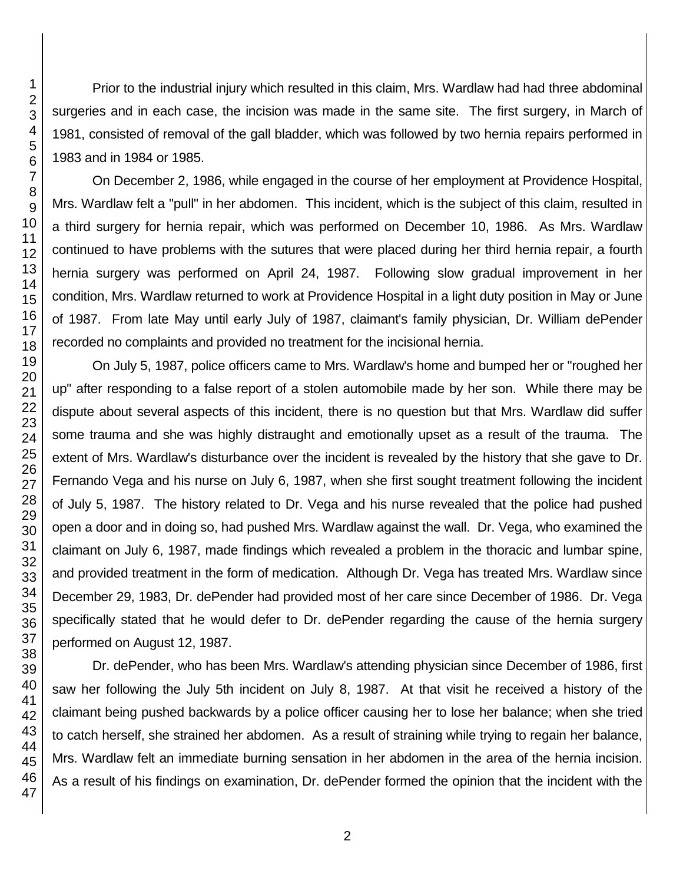Prior to the industrial injury which resulted in this claim, Mrs. Wardlaw had had three abdominal surgeries and in each case, the incision was made in the same site. The first surgery, in March of 1981, consisted of removal of the gall bladder, which was followed by two hernia repairs performed in 1983 and in 1984 or 1985.

On December 2, 1986, while engaged in the course of her employment at Providence Hospital, Mrs. Wardlaw felt a "pull" in her abdomen. This incident, which is the subject of this claim, resulted in a third surgery for hernia repair, which was performed on December 10, 1986. As Mrs. Wardlaw continued to have problems with the sutures that were placed during her third hernia repair, a fourth hernia surgery was performed on April 24, 1987. Following slow gradual improvement in her condition, Mrs. Wardlaw returned to work at Providence Hospital in a light duty position in May or June of 1987. From late May until early July of 1987, claimant's family physician, Dr. William dePender recorded no complaints and provided no treatment for the incisional hernia.

On July 5, 1987, police officers came to Mrs. Wardlaw's home and bumped her or "roughed her up" after responding to a false report of a stolen automobile made by her son. While there may be dispute about several aspects of this incident, there is no question but that Mrs. Wardlaw did suffer some trauma and she was highly distraught and emotionally upset as a result of the trauma. The extent of Mrs. Wardlaw's disturbance over the incident is revealed by the history that she gave to Dr. Fernando Vega and his nurse on July 6, 1987, when she first sought treatment following the incident of July 5, 1987. The history related to Dr. Vega and his nurse revealed that the police had pushed open a door and in doing so, had pushed Mrs. Wardlaw against the wall. Dr. Vega, who examined the claimant on July 6, 1987, made findings which revealed a problem in the thoracic and lumbar spine, and provided treatment in the form of medication. Although Dr. Vega has treated Mrs. Wardlaw since December 29, 1983, Dr. dePender had provided most of her care since December of 1986. Dr. Vega specifically stated that he would defer to Dr. dePender regarding the cause of the hernia surgery performed on August 12, 1987.

Dr. dePender, who has been Mrs. Wardlaw's attending physician since December of 1986, first saw her following the July 5th incident on July 8, 1987. At that visit he received a history of the claimant being pushed backwards by a police officer causing her to lose her balance; when she tried to catch herself, she strained her abdomen. As a result of straining while trying to regain her balance, Mrs. Wardlaw felt an immediate burning sensation in her abdomen in the area of the hernia incision. As a result of his findings on examination, Dr. dePender formed the opinion that the incident with the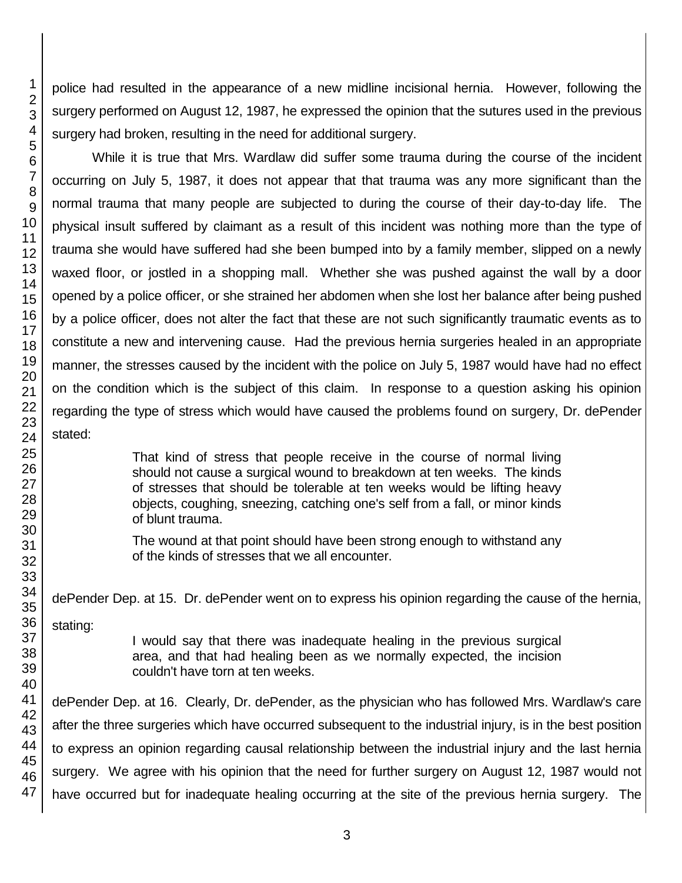police had resulted in the appearance of a new midline incisional hernia. However, following the surgery performed on August 12, 1987, he expressed the opinion that the sutures used in the previous surgery had broken, resulting in the need for additional surgery.

While it is true that Mrs. Wardlaw did suffer some trauma during the course of the incident occurring on July 5, 1987, it does not appear that that trauma was any more significant than the normal trauma that many people are subjected to during the course of their day-to-day life. The physical insult suffered by claimant as a result of this incident was nothing more than the type of trauma she would have suffered had she been bumped into by a family member, slipped on a newly waxed floor, or jostled in a shopping mall. Whether she was pushed against the wall by a door opened by a police officer, or she strained her abdomen when she lost her balance after being pushed by a police officer, does not alter the fact that these are not such significantly traumatic events as to constitute a new and intervening cause. Had the previous hernia surgeries healed in an appropriate manner, the stresses caused by the incident with the police on July 5, 1987 would have had no effect on the condition which is the subject of this claim. In response to a question asking his opinion regarding the type of stress which would have caused the problems found on surgery, Dr. dePender stated:

> That kind of stress that people receive in the course of normal living should not cause a surgical wound to breakdown at ten weeks. The kinds of stresses that should be tolerable at ten weeks would be lifting heavy objects, coughing, sneezing, catching one's self from a fall, or minor kinds of blunt trauma.
>
> The wound at that point should have been strong enough to withstand any of the kinds of stresses that we all encounter.

dePender Dep. at 15. Dr. dePender went on to express his opinion regarding the cause of the hernia, stating:

> I would say that there was inadequate healing in the previous surgical area, and that had healing been as we normally expected, the incision couldn't have torn at ten weeks.

dePender Dep. at 16. Clearly, Dr. dePender, as the physician who has followed Mrs. Wardlaw's care after the three surgeries which have occurred subsequent to the industrial injury, is in the best position to express an opinion regarding causal relationship between the industrial injury and the last hernia surgery. We agree with his opinion that the need for further surgery on August 12, 1987 would not have occurred but for inadequate healing occurring at the site of the previous hernia surgery. The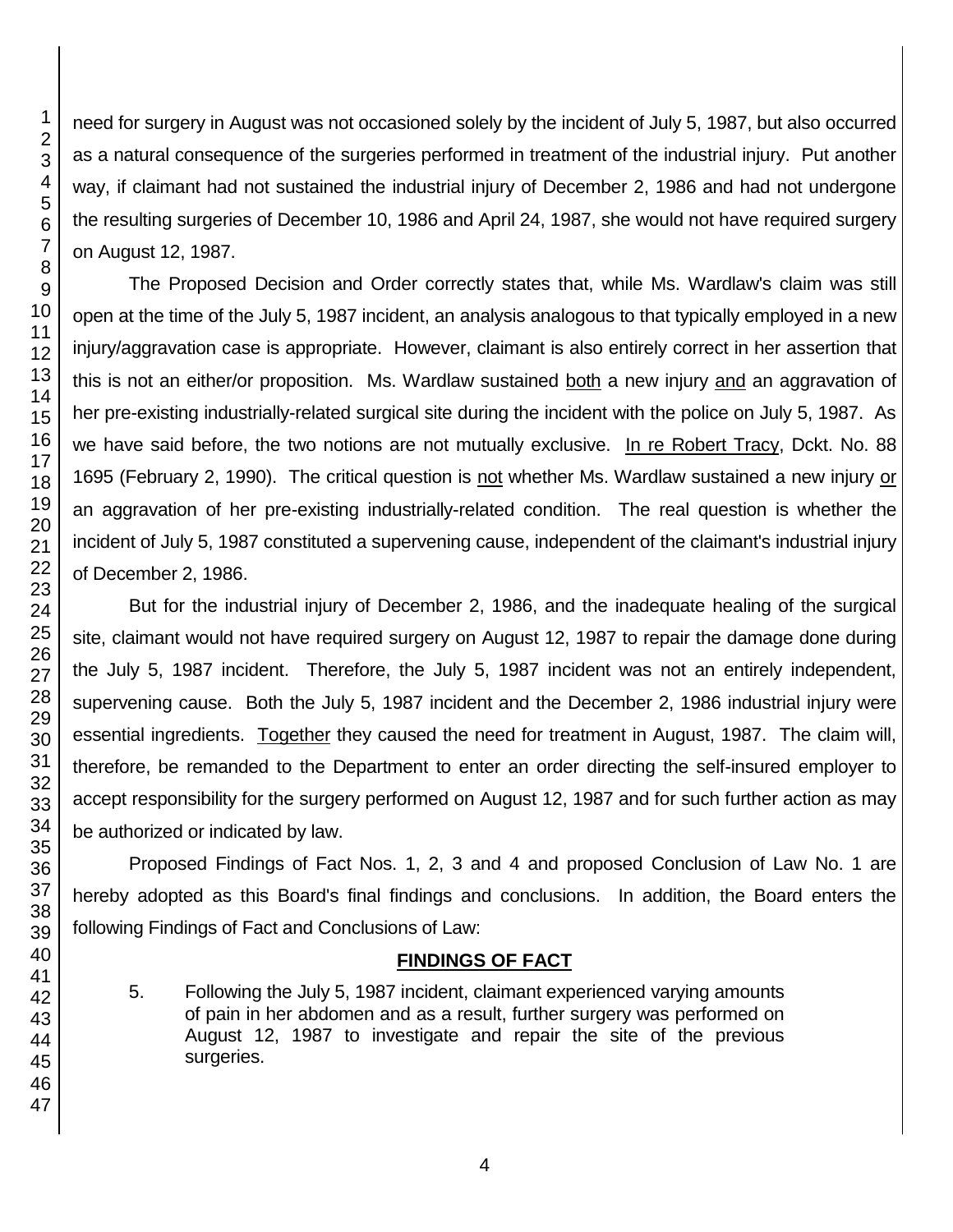need for surgery in August was not occasioned solely by the incident of July 5, 1987, but also occurred as a natural consequence of the surgeries performed in treatment of the industrial injury. Put another way, if claimant had not sustained the industrial injury of December 2, 1986 and had not undergone the resulting surgeries of December 10, 1986 and April 24, 1987, she would not have required surgery on August 12, 1987.

The Proposed Decision and Order correctly states that, while Ms. Wardlaw's claim was still open at the time of the July 5, 1987 incident, an analysis analogous to that typically employed in a new injury/aggravation case is appropriate. However, claimant is also entirely correct in her assertion that this is not an either/or proposition. Ms. Wardlaw sustained both a new injury and an aggravation of her pre-existing industrially-related surgical site during the incident with the police on July 5, 1987. As we have said before, the two notions are not mutually exclusive. In re Robert Tracy, Dckt. No. 88 1695 (February 2, 1990). The critical question is not whether Ms. Wardlaw sustained a new injury or an aggravation of her pre-existing industrially-related condition. The real question is whether the incident of July 5, 1987 constituted a supervening cause, independent of the claimant's industrial injury of December 2, 1986.

But for the industrial injury of December 2, 1986, and the inadequate healing of the surgical site, claimant would not have required surgery on August 12, 1987 to repair the damage done during the July 5, 1987 incident. Therefore, the July 5, 1987 incident was not an entirely independent, supervening cause. Both the July 5, 1987 incident and the December 2, 1986 industrial injury were essential ingredients. Together they caused the need for treatment in August, 1987. The claim will, therefore, be remanded to the Department to enter an order directing the self-insured employer to accept responsibility for the surgery performed on August 12, 1987 and for such further action as may be authorized or indicated by law.

Proposed Findings of Fact Nos. 1, 2, 3 and 4 and proposed Conclusion of Law No. 1 are hereby adopted as this Board's final findings and conclusions. In addition, the Board enters the following Findings of Fact and Conclusions of Law:

## FINDINGS OF FACT

5. Following the July 5, 1987 incident, claimant experienced varying amounts of pain in her abdomen and as a result, further surgery was performed on August 12, 1987 to investigate and repair the site of the previous surgeries.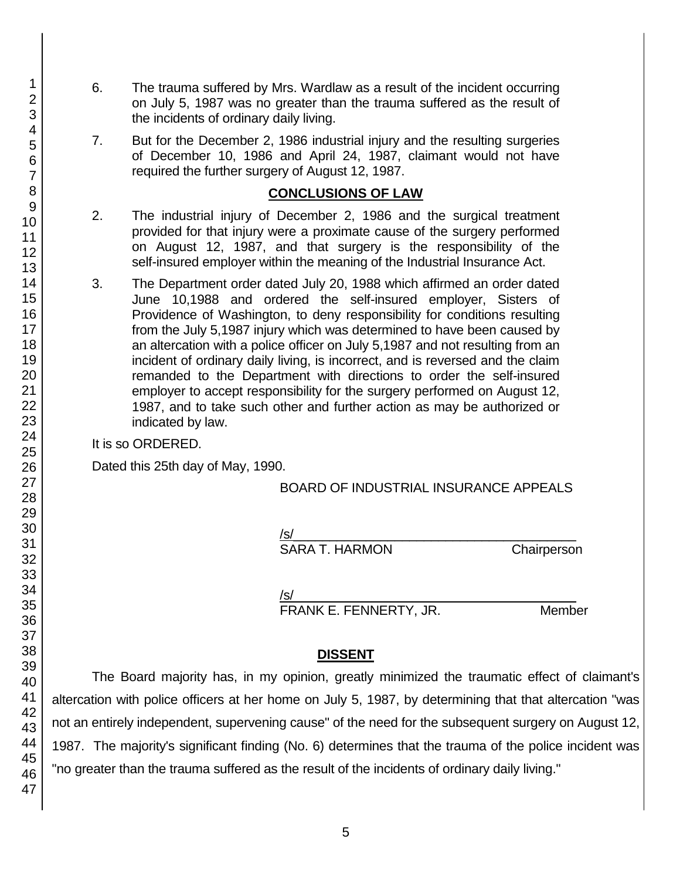6. The trauma suffered by Mrs. Wardlaw as a result of the incident occurring on July 5, 1987 was no greater than the trauma suffered as the result of the incidents of ordinary daily living.

7. But for the December 2, 1986 industrial injury and the resulting surgeries of December 10, 1986 and April 24, 1987, claimant would not have required the further surgery of August 12, 1987.

## CONCLUSIONS OF LAW

2. The industrial injury of December 2, 1986 and the surgical treatment provided for that injury were a proximate cause of the surgery performed on August 12, 1987, and that surgery is the responsibility of the self-insured employer within the meaning of the Industrial Insurance Act.

3. The Department order dated July 20, 1988 which affirmed an order dated June 10,1988 and ordered the self-insured employer, Sisters of Providence of Washington, to deny responsibility for conditions resulting from the July 5,1987 injury which was determined to have been caused by an altercation with a police officer on July 5,1987 and not resulting from an incident of ordinary daily living, is incorrect, and is reversed and the claim remanded to the Department with directions to order the self-insured employer to accept responsibility for the surgery performed on August 12, 1987, and to take such other and further action as may be authorized or indicated by law.

It is so ORDERED.

Dated this 25th day of May, 1990.

BOARD OF INDUSTRIAL INSURANCE APPEALS

/s/
SARA T. HARMON Chairperson

/s/
FRANK E. FENNERTY, JR. Member

## DISSENT

The Board majority has, in my opinion, greatly minimized the traumatic effect of claimant's altercation with police officers at her home on July 5, 1987, by determining that that altercation "was not an entirely independent, supervening cause" of the need for the subsequent surgery on August 12, 1987. The majority's significant finding (No. 6) determines that the trauma of the police incident was "no greater than the trauma suffered as the result of the incidents of ordinary daily living."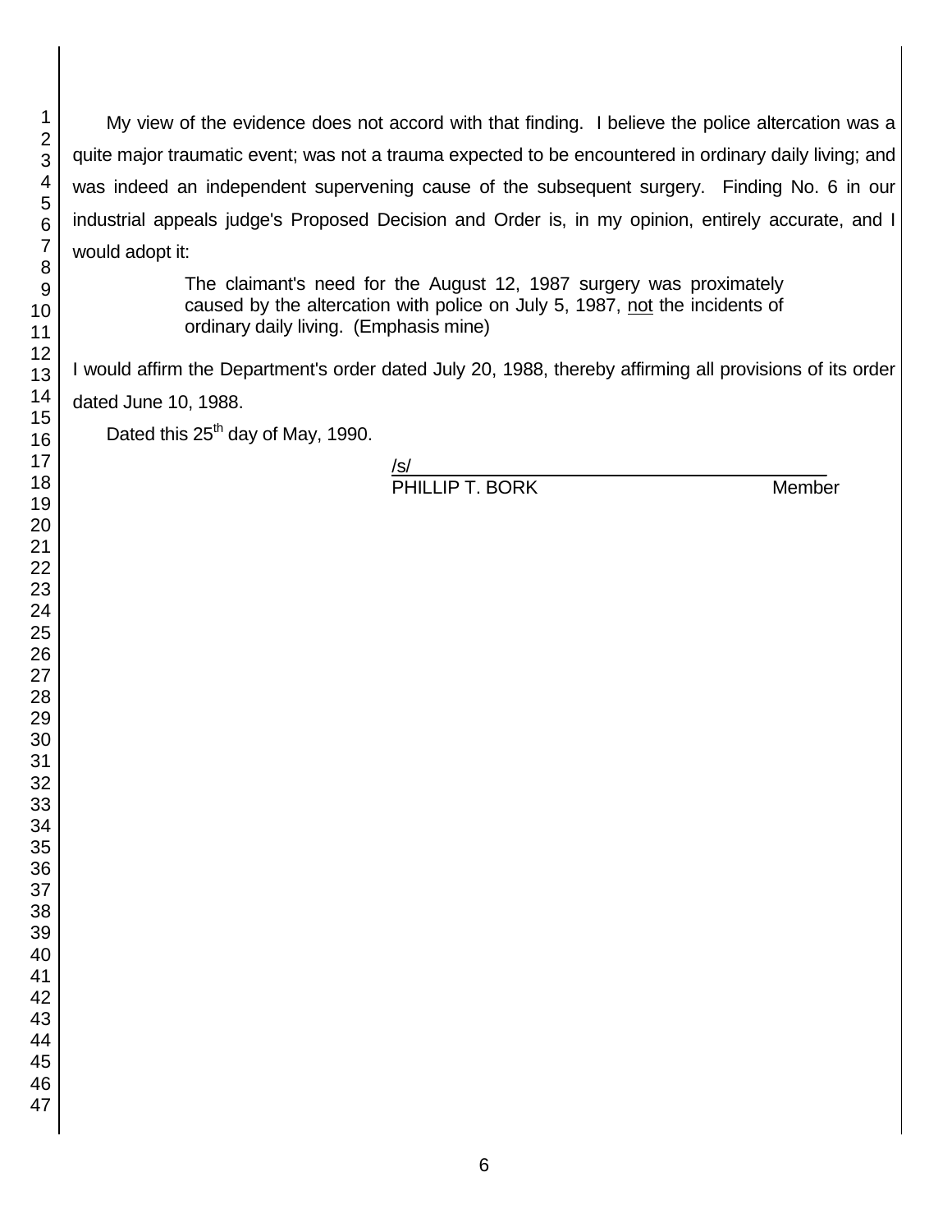My view of the evidence does not accord with that finding. I believe the police altercation was a quite major traumatic event; was not a trauma expected to be encountered in ordinary daily living; and was indeed an independent supervening cause of the subsequent surgery. Finding No. 6 in our industrial appeals judge's Proposed Decision and Order is, in my opinion, entirely accurate, and I would adopt it:

> The claimant's need for the August 12, 1987 surgery was proximately caused by the altercation with police on July 5, 1987, not the incidents of ordinary daily living. (Emphasis mine)

I would affirm the Department's order dated July 20, 1988, thereby affirming all provisions of its order dated June 10, 1988.

Dated this 25th day of May, 1990.

/s/
PHILLIP T. BORK    Member